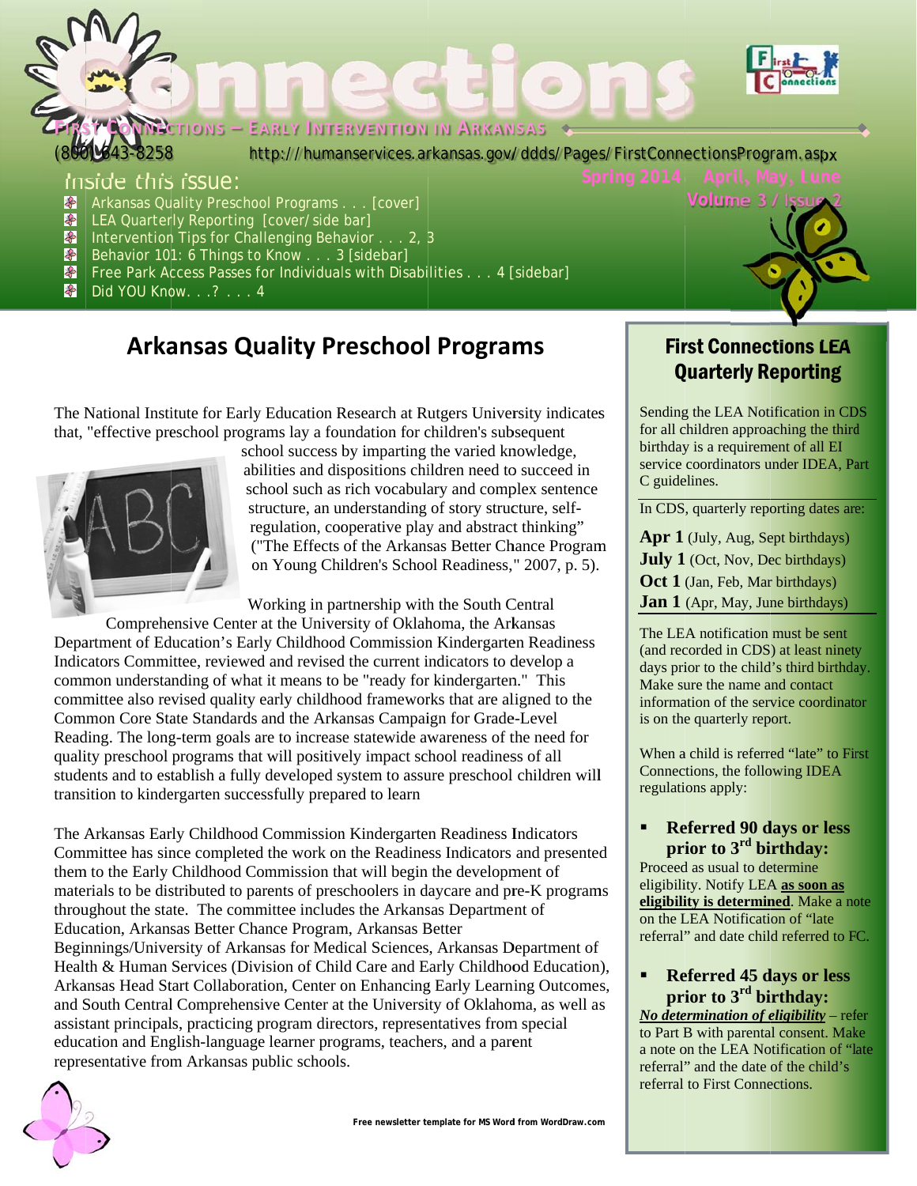# Connections

**First Connections — Early Intervention in Arkansas**

(800) 643-8258 http://humanservices.arkansas.gov/ddds/Pages/FirstConnectionsProgram.aspx

Spring 2014 April, May, June
Volume 3 / Issue 2

## Inside this issue:

- Arkansas Quality Preschool Programs . . . [cover]
- LEA Quarterly Reporting [cover/side bar]
- Intervention Tips for Challenging Behavior . . . 2, 3
- Behavior 101: 6 Things to Know . . . 3 [sidebar]
- Free Park Access Passes for Individuals with Disabilities . . . 4 [sidebar]
- Did YOU Know. . .? . . . 4

## Arkansas Quality Preschool Programs

The National Institute for Early Education Research at Rutgers University indicates that, "effective preschool programs lay a foundation for children's subsequent school success by imparting the varied knowledge, abilities and dispositions children need to succeed in school such as rich vocabulary and complex sentence structure, an understanding of story structure, self-regulation, cooperative play and abstract thinking" ("The Effects of the Arkansas Better Chance Program on Young Children's School Readiness," 2007, p. 5).

Working in partnership with the South Central Comprehensive Center at the University of Oklahoma, the Arkansas Department of Education's Early Childhood Commission Kindergarten Readiness Indicators Committee, reviewed and revised the current indicators to develop a common understanding of what it means to be "ready for kindergarten." This committee also revised quality early childhood frameworks that are aligned to the Common Core State Standards and the Arkansas Campaign for Grade-Level Reading. The long-term goals are to increase statewide awareness of the need for quality preschool programs that will positively impact school readiness of all students and to establish a fully developed system to assure preschool children will transition to kindergarten successfully prepared to learn

The Arkansas Early Childhood Commission Kindergarten Readiness Indicators Committee has since completed the work on the Readiness Indicators and presented them to the Early Childhood Commission that will begin the development of materials to be distributed to parents of preschoolers in daycare and pre-K programs throughout the state. The committee includes the Arkansas Department of Education, Arkansas Better Chance Program, Arkansas Better Beginnings/University of Arkansas for Medical Sciences, Arkansas Department of Health & Human Services (Division of Child Care and Early Childhood Education), Arkansas Head Start Collaboration, Center on Enhancing Early Learning Outcomes, and South Central Comprehensive Center at the University of Oklahoma, as well as assistant principals, practicing program directors, representatives from special education and English-language learner programs, teachers, and a parent representative from Arkansas public schools.

## First Connections LEA Quarterly Reporting

Sending the LEA Notification in CDS for all children approaching the third birthday is a requirement of all EI service coordinators under IDEA, Part C guidelines.

In CDS, quarterly reporting dates are:

**Apr 1** (July, Aug, Sept birthdays)
**July 1** (Oct, Nov, Dec birthdays)
**Oct 1** (Jan, Feb, Mar birthdays)
**Jan 1** (Apr, May, June birthdays)

The LEA notification must be sent (and recorded in CDS) at least ninety days prior to the child's third birthday. Make sure the name and contact information of the service coordinator is on the quarterly report.

When a child is referred "late" to First Connections, the following IDEA regulations apply:

- **Referred 90 days or less prior to 3rd birthday:**
  Proceed as usual to determine eligibility. Notify LEA **as soon as eligibility is determined**. Make a note on the LEA Notification of "late referral" and date child referred to FC.

- **Referred 45 days or less prior to 3rd birthday:**
  ***No determination of eligibility*** – refer to Part B with parental consent. Make a note on the LEA Notification of "late referral" and the date of the child's referral to First Connections.

Free newsletter template for MS Word from WordDraw.com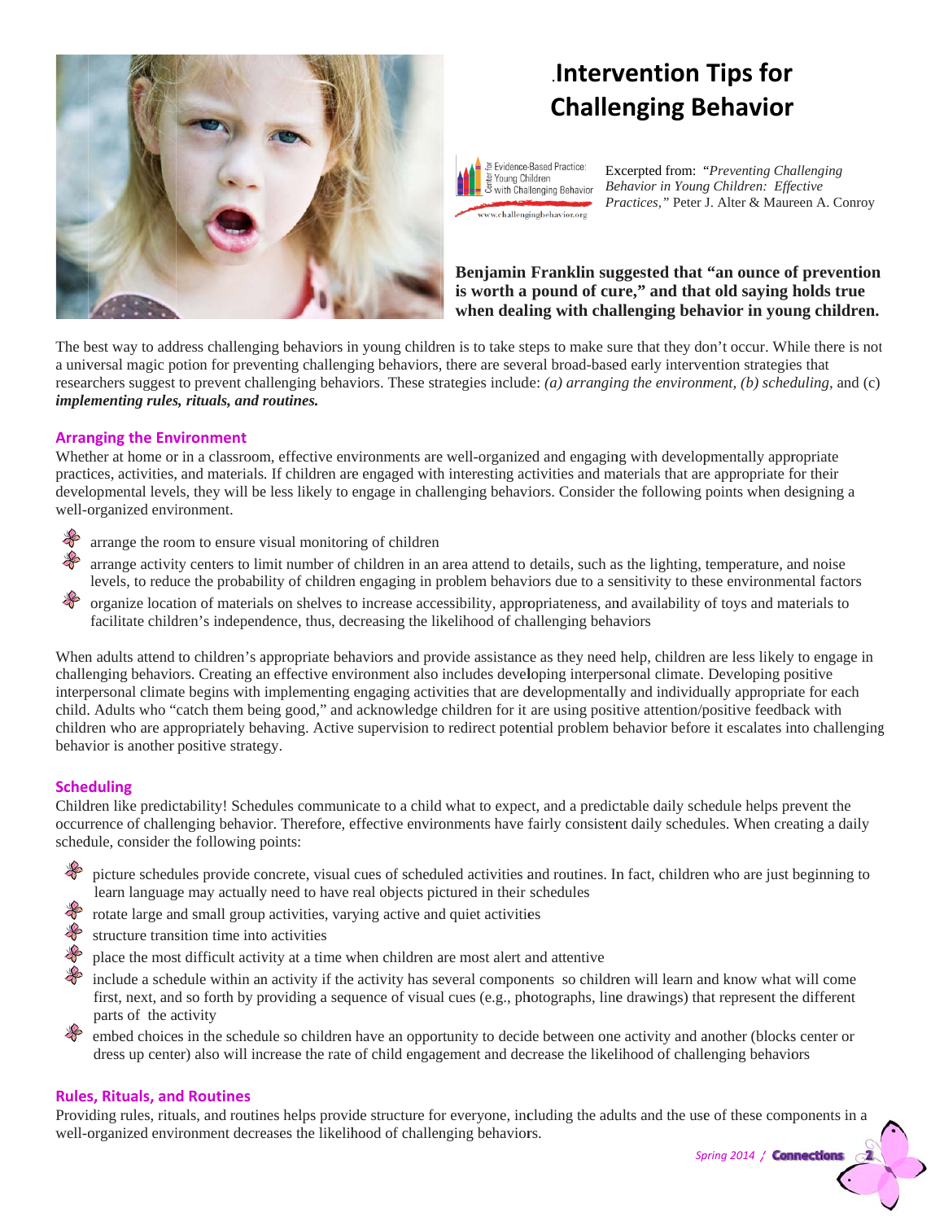# Intervention Tips for Challenging Behavior

Excerpted from: *"Preventing Challenging Behavior in Young Children: Effective Practices,"* Peter J. Alter & Maureen A. Conroy

**Benjamin Franklin suggested that "an ounce of prevention is worth a pound of cure," and that old saying holds true when dealing with challenging behavior in young children.**

The best way to address challenging behaviors in young children is to take steps to make sure that they don't occur. While there is not a universal magic potion for preventing challenging behaviors, there are several broad-based early intervention strategies that researchers suggest to prevent challenging behaviors. These strategies include: *(a) arranging the environment, (b) scheduling,* and (c) ***implementing rules, rituals, and routines.***

## Arranging the Environment

Whether at home or in a classroom, effective environments are well-organized and engaging with developmentally appropriate practices, activities, and materials. If children are engaged with interesting activities and materials that are appropriate for their developmental levels, they will be less likely to engage in challenging behaviors. Consider the following points when designing a well-organized environment.

- arrange the room to ensure visual monitoring of children
- arrange activity centers to limit number of children in an area attend to details, such as the lighting, temperature, and noise levels, to reduce the probability of children engaging in problem behaviors due to a sensitivity to these environmental factors
- organize location of materials on shelves to increase accessibility, appropriateness, and availability of toys and materials to facilitate children's independence, thus, decreasing the likelihood of challenging behaviors

When adults attend to children's appropriate behaviors and provide assistance as they need help, children are less likely to engage in challenging behaviors. Creating an effective environment also includes developing interpersonal climate. Developing positive interpersonal climate begins with implementing engaging activities that are developmentally and individually appropriate for each child. Adults who "catch them being good," and acknowledge children for it are using positive attention/positive feedback with children who are appropriately behaving. Active supervision to redirect potential problem behavior before it escalates into challenging behavior is another positive strategy.

## Scheduling

Children like predictability! Schedules communicate to a child what to expect, and a predictable daily schedule helps prevent the occurrence of challenging behavior. Therefore, effective environments have fairly consistent daily schedules. When creating a daily schedule, consider the following points:

- picture schedules provide concrete, visual cues of scheduled activities and routines. In fact, children who are just beginning to learn language may actually need to have real objects pictured in their schedules
- rotate large and small group activities, varying active and quiet activities
- structure transition time into activities
- place the most difficult activity at a time when children are most alert and attentive
- include a schedule within an activity if the activity has several components so children will learn and know what will come first, next, and so forth by providing a sequence of visual cues (e.g., photographs, line drawings) that represent the different parts of the activity
- embed choices in the schedule so children have an opportunity to decide between one activity and another (blocks center or dress up center) also will increase the rate of child engagement and decrease the likelihood of challenging behaviors

## Rules, Rituals, and Routines

Providing rules, rituals, and routines helps provide structure for everyone, including the adults and the use of these components in a well-organized environment decreases the likelihood of challenging behaviors.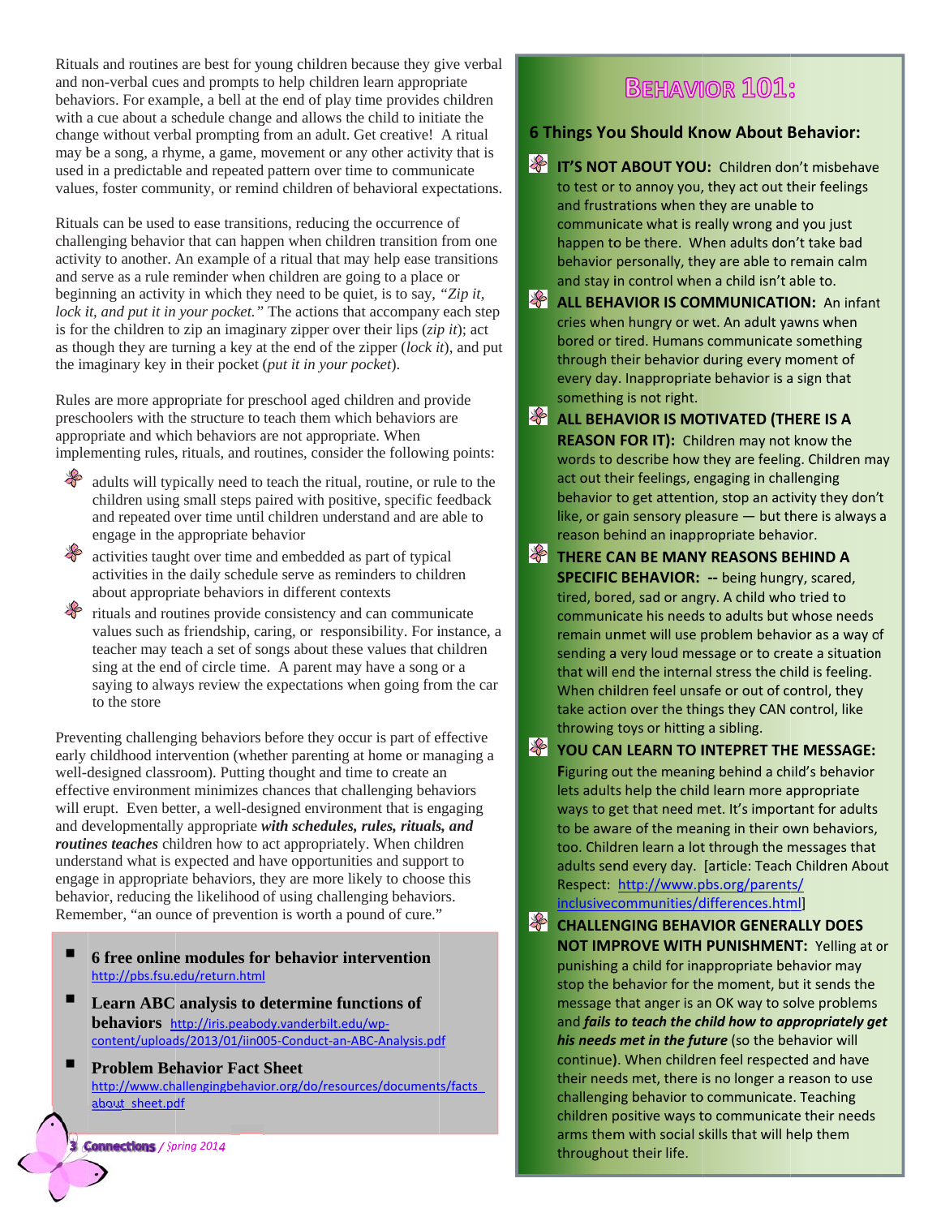Rituals and routines are best for young children because they give verbal and non-verbal cues and prompts to help children learn appropriate behaviors. For example, a bell at the end of play time provides children with a cue about a schedule change and allows the child to initiate the change without verbal prompting from an adult. Get creative! A ritual may be a song, a rhyme, a game, movement or any other activity that is used in a predictable and repeated pattern over time to communicate values, foster community, or remind children of behavioral expectations.

Rituals can be used to ease transitions, reducing the occurrence of challenging behavior that can happen when children transition from one activity to another. An example of a ritual that may help ease transitions and serve as a rule reminder when children are going to a place or beginning an activity in which they need to be quiet, is to say, *"Zip it, lock it, and put it in your pocket."* The actions that accompany each step is for the children to zip an imaginary zipper over their lips (*zip it*); act as though they are turning a key at the end of the zipper (*lock it*), and put the imaginary key in their pocket (*put it in your pocket*).

Rules are more appropriate for preschool aged children and provide preschoolers with the structure to teach them which behaviors are appropriate and which behaviors are not appropriate. When implementing rules, rituals, and routines, consider the following points:

- adults will typically need to teach the ritual, routine, or rule to the children using small steps paired with positive, specific feedback and repeated over time until children understand and are able to engage in the appropriate behavior
- activities taught over time and embedded as part of typical activities in the daily schedule serve as reminders to children about appropriate behaviors in different contexts
- rituals and routines provide consistency and can communicate values such as friendship, caring, or responsibility. For instance, a teacher may teach a set of songs about these values that children sing at the end of circle time. A parent may have a song or a saying to always review the expectations when going from the car to the store

Preventing challenging behaviors before they occur is part of effective early childhood intervention (whether parenting at home or managing a well-designed classroom). Putting thought and time to create an effective environment minimizes chances that challenging behaviors will erupt. Even better, a well-designed environment that is engaging and developmentally appropriate ***with schedules, rules, rituals, and routines teaches*** children how to act appropriately. When children understand what is expected and have opportunities and support to engage in appropriate behaviors, they are more likely to choose this behavior, reducing the likelihood of using challenging behaviors. Remember, "an ounce of prevention is worth a pound of cure."

- **6 free online modules for behavior intervention** http://pbs.fsu.edu/return.html
- **Learn ABC analysis to determine functions of behaviors** http://iris.peabody.vanderbilt.edu/wp-content/uploads/2013/01/iin005-Conduct-an-ABC-Analysis.pdf
- **Problem Behavior Fact Sheet** http://www.challengingbehavior.org/do/resources/documents/facts_about_sheet.pdf

# Behavior 101:

## 6 Things You Should Know About Behavior:

- **IT'S NOT ABOUT YOU:** Children don't misbehave to test or to annoy you, they act out their feelings and frustrations when they are unable to communicate what is really wrong and you just happen to be there. When adults don't take bad behavior personally, they are able to remain calm and stay in control when a child isn't able to.
- **ALL BEHAVIOR IS COMMUNICATION:** An infant cries when hungry or wet. An adult yawns when bored or tired. Humans communicate something through their behavior during every moment of every day. Inappropriate behavior is a sign that something is not right.
- **ALL BEHAVIOR IS MOTIVATED (THERE IS A REASON FOR IT):** Children may not know the words to describe how they are feeling. Children may act out their feelings, engaging in challenging behavior to get attention, stop an activity they don't like, or gain sensory pleasure — but there is always a reason behind an inappropriate behavior.
- **THERE CAN BE MANY REASONS BEHIND A SPECIFIC BEHAVIOR: --** being hungry, scared, tired, bored, sad or angry. A child who tried to communicate his needs to adults but whose needs remain unmet will use problem behavior as a way of sending a very loud message or to create a situation that will end the internal stress the child is feeling. When children feel unsafe or out of control, they take action over the things they CAN control, like throwing toys or hitting a sibling.
- **YOU CAN LEARN TO INTEPRET THE MESSAGE:** **F**iguring out the meaning behind a child's behavior lets adults help the child learn more appropriate ways to get that need met. It's important for adults to be aware of the meaning in their own behaviors, too. Children learn a lot through the messages that adults send every day. [article: Teach Children About Respect: http://www.pbs.org/parents/inclusivecommunities/differences.html]
- **CHALLENGING BEHAVIOR GENERALLY DOES NOT IMPROVE WITH PUNISHMENT:** Yelling at or punishing a child for inappropriate behavior may stop the behavior for the moment, but it sends the message that anger is an OK way to solve problems and ***fails to teach the child how to appropriately get his needs met in the future*** (so the behavior will continue**)**. When children feel respected and have their needs met, there is no longer a reason to use challenging behavior to communicate. Teaching children positive ways to communicate their needs arms them with social skills that will help them throughout their life.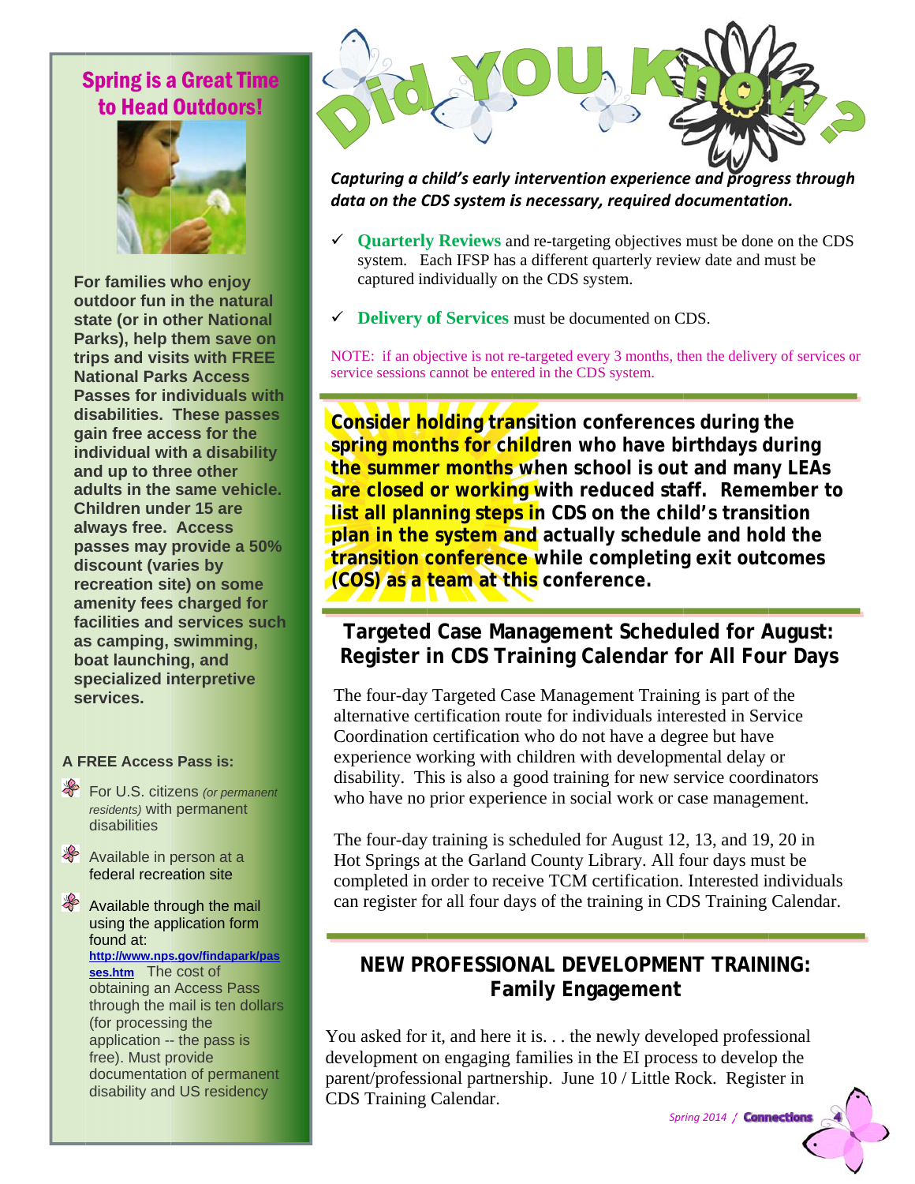## Spring is a Great Time to Head Outdoors!

**For families who enjoy outdoor fun in the natural state (or in other National Parks), help them save on trips and visits with FREE National Parks Access Passes for individuals with disabilities. These passes gain free access for the individual with a disability and up to three other adults in the same vehicle. Children under 15 are always free. Access passes may provide a 50% discount (varies by recreation site) on some amenity fees charged for facilities and services such as camping, swimming, boat launching, and specialized interpretive services.**

**A FREE Access Pass is:**

- For U.S. citizens *(or permanent residents)* with permanent disabilities
- Available in person at a federal recreation site
- Available through the mail using the application form found at: **http://www.nps.gov/findapark/passes.htm** The cost of obtaining an Access Pass through the mail is ten dollars (for processing the application -- the pass is free). Must provide documentation of permanent disability and US residency

# Did YOU Know?

***Capturing a child's early intervention experience and progress through data on the CDS system is necessary, required documentation.***

- ✓ **Quarterly Reviews** and re-targeting objectives must be done on the CDS system. Each IFSP has a different quarterly review date and must be captured individually on the CDS system.
- ✓ **Delivery of Services** must be documented on CDS.

NOTE: if an objective is not re-targeted every 3 months, then the delivery of services or service sessions cannot be entered in the CDS system.

**Consider holding transition conferences during the spring months for children who have birthdays during the summer months when school is out and many LEAs are closed or working with reduced staff. Remember to list all planning steps in CDS on the child's transition plan in the system and actually schedule and hold the transition conference while completing exit outcomes (COS) as a team at this conference.**

## Targeted Case Management Scheduled for August: Register in CDS Training Calendar for All Four Days

The four-day Targeted Case Management Training is part of the alternative certification route for individuals interested in Service Coordination certification who do not have a degree but have experience working with children with developmental delay or disability. This is also a good training for new service coordinators who have no prior experience in social work or case management.

The four-day training is scheduled for August 12, 13, and 19, 20 in Hot Springs at the Garland County Library. All four days must be completed in order to receive TCM certification. Interested individuals can register for all four days of the training in CDS Training Calendar.

## NEW PROFESSIONAL DEVELOPMENT TRAINING: Family Engagement

You asked for it, and here it is. . . the newly developed professional development on engaging families in the EI process to develop the parent/professional partnership. June 10 / Little Rock. Register in CDS Training Calendar.